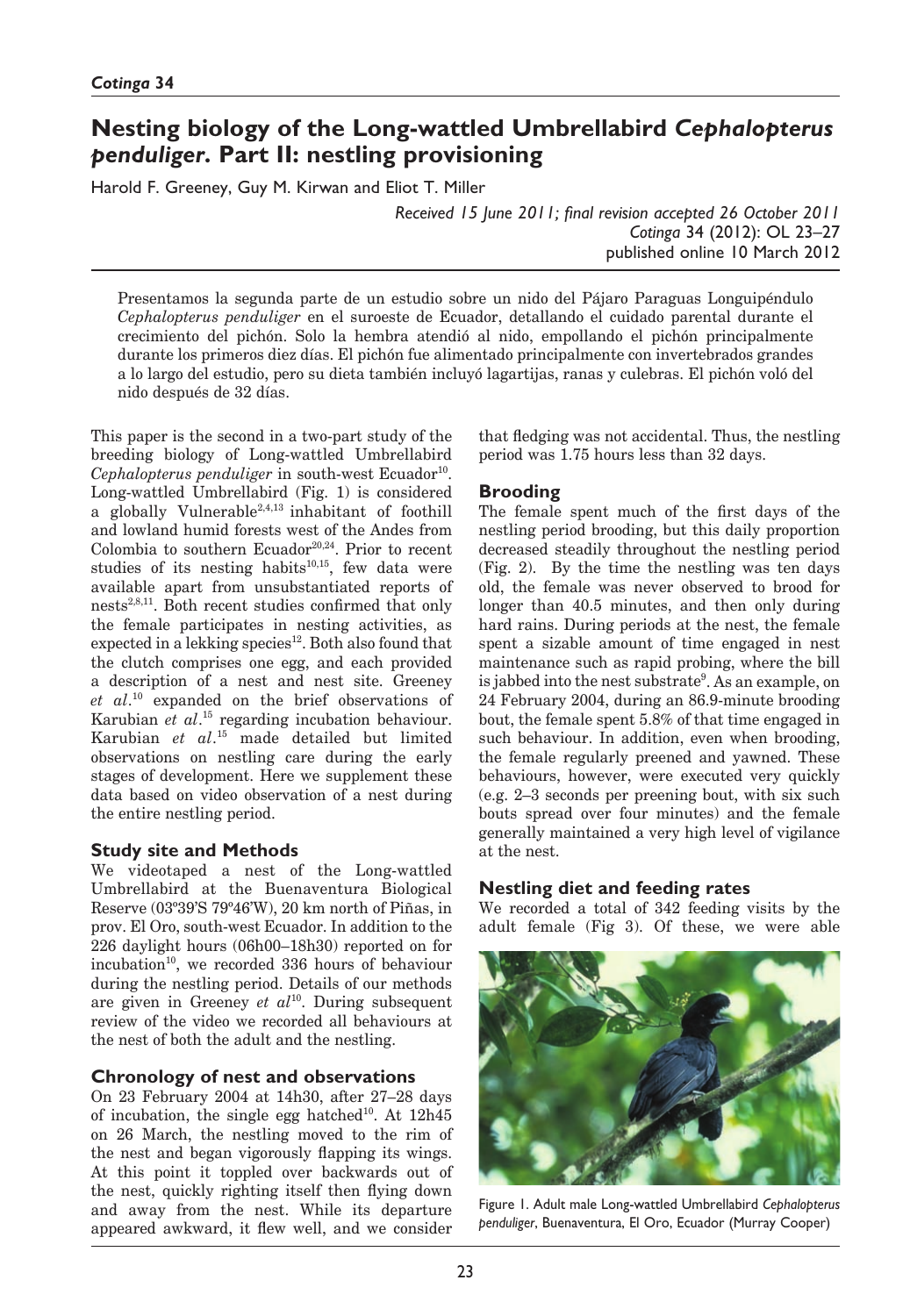# Nesting biology of the Long-wattled Umbrellabird *Cephalopterus penduliger*. Part II: nestling provisioning

Harold F. Greeney, Guy M. Kirwan and Eliot T. Miller

*Received 15 June 2011; final revision accepted 26 October 2011*
*Cotinga* 34 (2012): OL 23–27
published online 10 March 2012

Presentamos la segunda parte de un estudio sobre un nido del Pájaro Paraguas Longuipéndulo *Cephalopterus penduliger* en el suroeste de Ecuador, detallando el cuidado parental durante el crecimiento del pichón. Solo la hembra atendió al nido, empollando el pichón principalmente durante los primeros diez días. El pichón fue alimentado principalmente con invertebrados grandes a lo largo del estudio, pero su dieta también incluyó lagartijas, ranas y culebras. El pichón voló del nido después de 32 días.

This paper is the second in a two-part study of the breeding biology of Long-wattled Umbrellabird *Cephalopterus penduliger* in south-west Ecuador[10]. Long-wattled Umbrellabird (Fig. 1) is considered a globally Vulnerable[2,4,13] inhabitant of foothill and lowland humid forests west of the Andes from Colombia to southern Ecuador[20,24]. Prior to recent studies of its nesting habits[10,15], few data were available apart from unsubstantiated reports of nests[2,8,11]. Both recent studies confirmed that only the female participates in nesting activities, as expected in a lekking species[12]. Both also found that the clutch comprises one egg, and each provided a description of a nest and nest site. Greeney *et al*.[10] expanded on the brief observations of Karubian *et al*.[15] regarding incubation behaviour. Karubian *et al*.[15] made detailed but limited observations on nestling care during the early stages of development. Here we supplement these data based on video observation of a nest during the entire nestling period.

## Study site and Methods

We videotaped a nest of the Long-wattled Umbrellabird at the Buenaventura Biological Reserve (03°39'S 79°46'W), 20 km north of Piñas, in prov. El Oro, south-west Ecuador. In addition to the 226 daylight hours (06h00–18h30) reported on for incubation[10], we recorded 336 hours of behaviour during the nestling period. Details of our methods are given in Greeney *et al*[10]. During subsequent review of the video we recorded all behaviours at the nest of both the adult and the nestling.

## Chronology of nest and observations

On 23 February 2004 at 14h30, after 27–28 days of incubation, the single egg hatched[10]. At 12h45 on 26 March, the nestling moved to the rim of the nest and began vigorously flapping its wings. At this point it toppled over backwards out of the nest, quickly righting itself then flying down and away from the nest. While its departure appeared awkward, it flew well, and we consider that fledging was not accidental. Thus, the nestling period was 1.75 hours less than 32 days.

## Brooding

The female spent much of the first days of the nestling period brooding, but this daily proportion decreased steadily throughout the nestling period (Fig. 2). By the time the nestling was ten days old, the female was never observed to brood for longer than 40.5 minutes, and then only during hard rains. During periods at the nest, the female spent a sizable amount of time engaged in nest maintenance such as rapid probing, where the bill is jabbed into the nest substrate[9]. As an example, on 24 February 2004, during an 86.9-minute brooding bout, the female spent 5.8% of that time engaged in such behaviour. In addition, even when brooding, the female regularly preened and yawned. These behaviours, however, were executed very quickly (e.g. 2–3 seconds per preening bout, with six such bouts spread over four minutes) and the female generally maintained a very high level of vigilance at the nest.

## Nestling diet and feeding rates

We recorded a total of 342 feeding visits by the adult female (Fig 3). Of these, we were able

Figure 1. Adult male Long-wattled Umbrellabird *Cephalopterus penduliger*, Buenaventura, El Oro, Ecuador (Murray Cooper)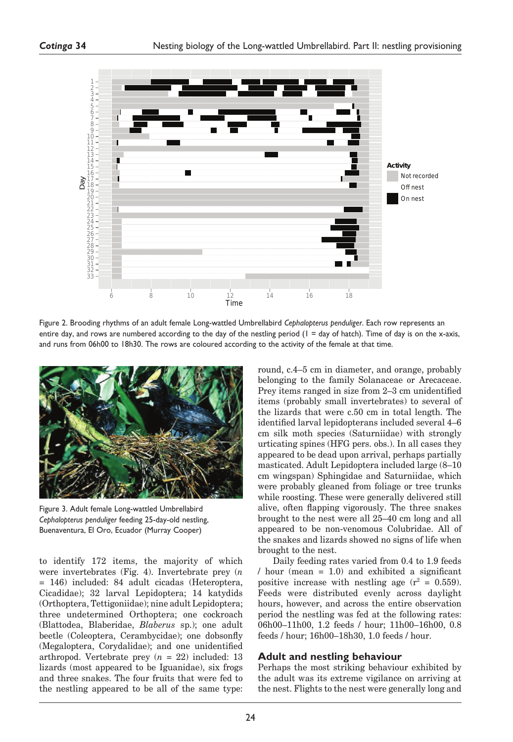Figure 2. Brooding rhythms of an adult female Long-wattled Umbrellabird *Cephalopterus penduliger*. Each row represents an entire day, and rows are numbered according to the day of the nestling period (1 = day of hatch). Time of day is on the x-axis, and runs from 06h00 to 18h30. The rows are coloured according to the activity of the female at that time.

Figure 3. Adult female Long-wattled Umbrellabird *Cephalopterus penduliger* feeding 25-day-old nestling, Buenaventura, El Oro, Ecuador (Murray Cooper)

to identify 172 items, the majority of which were invertebrates (Fig. 4). Invertebrate prey ($n$ = 146) included: 84 adult cicadas (Heteroptera, Cicadidae); 32 larval Lepidoptera; 14 katydids (Orthoptera, Tettigoniidae); nine adult Lepidoptera; three undetermined Orthoptera; one cockroach (Blattodea, Blaberidae, *Blaberus* sp.); one adult beetle (Coleoptera, Cerambycidae); one dobsonfly (Megaloptera, Corydalidae); and one unidentified arthropod. Vertebrate prey ($n$ = 22) included: 13 lizards (most appeared to be Iguanidae), six frogs and three snakes. The four fruits that were fed to the nestling appeared to be all of the same type: round, c.4–5 cm in diameter, and orange, probably belonging to the family Solanaceae or Arecaceae. Prey items ranged in size from 2–3 cm unidentified items (probably small invertebrates) to several of the lizards that were c.50 cm in total length. The identified larval lepidopterans included several 4–6 cm silk moth species (Saturniidae) with strongly urticating spines (HFG pers. obs.). In all cases they appeared to be dead upon arrival, perhaps partially masticated. Adult Lepidoptera included large (8–10 cm wingspan) Sphingidae and Saturniidae, which were probably gleaned from foliage or tree trunks while roosting. These were generally delivered still alive, often flapping vigorously. The three snakes brought to the nest were all 25–40 cm long and all appeared to be non-venomous Colubridae. All of the snakes and lizards showed no signs of life when brought to the nest.

Daily feeding rates varied from 0.4 to 1.9 feeds / hour (mean = 1.0) and exhibited a significant positive increase with nestling age ($r^2$ = 0.559). Feeds were distributed evenly across daylight hours, however, and across the entire observation period the nestling was fed at the following rates: 06h00–11h00, 1.2 feeds / hour; 11h00–16h00, 0.8 feeds / hour; 16h00–18h30, 1.0 feeds / hour.

## Adult and nestling behaviour

Perhaps the most striking behaviour exhibited by the adult was its extreme vigilance on arriving at the nest. Flights to the nest were generally long and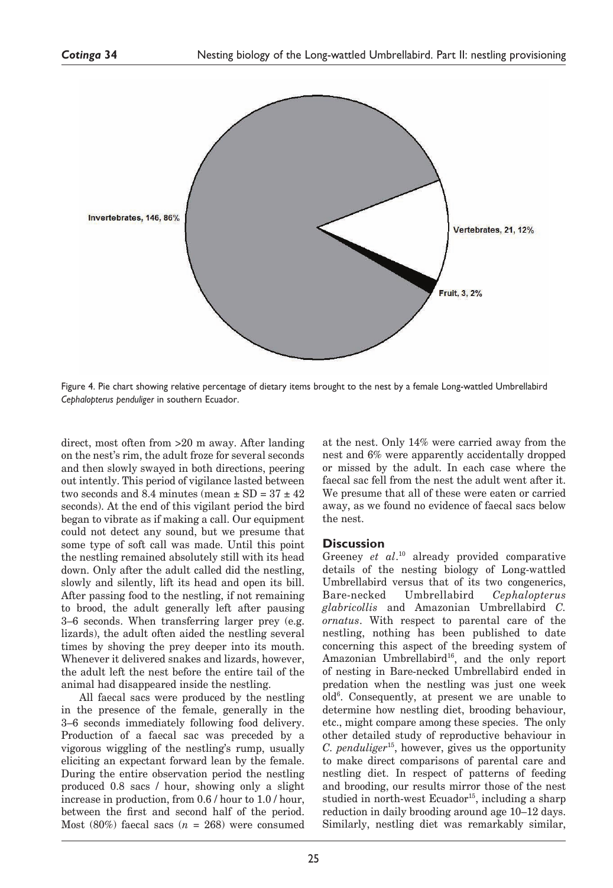Invertebrates, 146, 86%

Vertebrates, 21, 12%

Fruit, 3, 2%

Figure 4. Pie chart showing relative percentage of dietary items brought to the nest by a female Long-wattled Umbrellabird *Cephalopterus penduliger* in southern Ecuador.

direct, most often from >20 m away. After landing on the nest's rim, the adult froze for several seconds and then slowly swayed in both directions, peering out intently. This period of vigilance lasted between two seconds and 8.4 minutes (mean ± SD = 37 ± 42 seconds). At the end of this vigilant period the bird began to vibrate as if making a call. Our equipment could not detect any sound, but we presume that some type of soft call was made. Until this point the nestling remained absolutely still with its head down. Only after the adult called did the nestling, slowly and silently, lift its head and open its bill. After passing food to the nestling, if not remaining to brood, the adult generally left after pausing 3–6 seconds. When transferring larger prey (e.g. lizards), the adult often aided the nestling several times by shoving the prey deeper into its mouth. Whenever it delivered snakes and lizards, however, the adult left the nest before the entire tail of the animal had disappeared inside the nestling.

All faecal sacs were produced by the nestling in the presence of the female, generally in the 3–6 seconds immediately following food delivery. Production of a faecal sac was preceded by a vigorous wiggling of the nestling's rump, usually eliciting an expectant forward lean by the female. During the entire observation period the nestling produced 0.8 sacs / hour, showing only a slight increase in production, from 0.6 / hour to 1.0 / hour, between the first and second half of the period. Most (80%) faecal sacs (*n* = 268) were consumed at the nest. Only 14% were carried away from the nest and 6% were apparently accidentally dropped or missed by the adult. In each case where the faecal sac fell from the nest the adult went after it. We presume that all of these were eaten or carried away, as we found no evidence of faecal sacs below the nest.

## Discussion

Greeney *et al*.[10] already provided comparative details of the nesting biology of Long-wattled Umbrellabird versus that of its two congenerics, Bare-necked Umbrellabird *Cephalopterus glabricollis* and Amazonian Umbrellabird *C. ornatus*. With respect to parental care of the nestling, nothing has been published to date concerning this aspect of the breeding system of Amazonian Umbrellabird[16], and the only report of nesting in Bare-necked Umbrellabird ended in predation when the nestling was just one week old[6]. Consequently, at present we are unable to determine how nestling diet, brooding behaviour, etc., might compare among these species. The only other detailed study of reproductive behaviour in *C. penduliger*[15], however, gives us the opportunity to make direct comparisons of parental care and nestling diet. In respect of patterns of feeding and brooding, our results mirror those of the nest studied in north-west Ecuador[15], including a sharp reduction in daily brooding around age 10–12 days. Similarly, nestling diet was remarkably similar,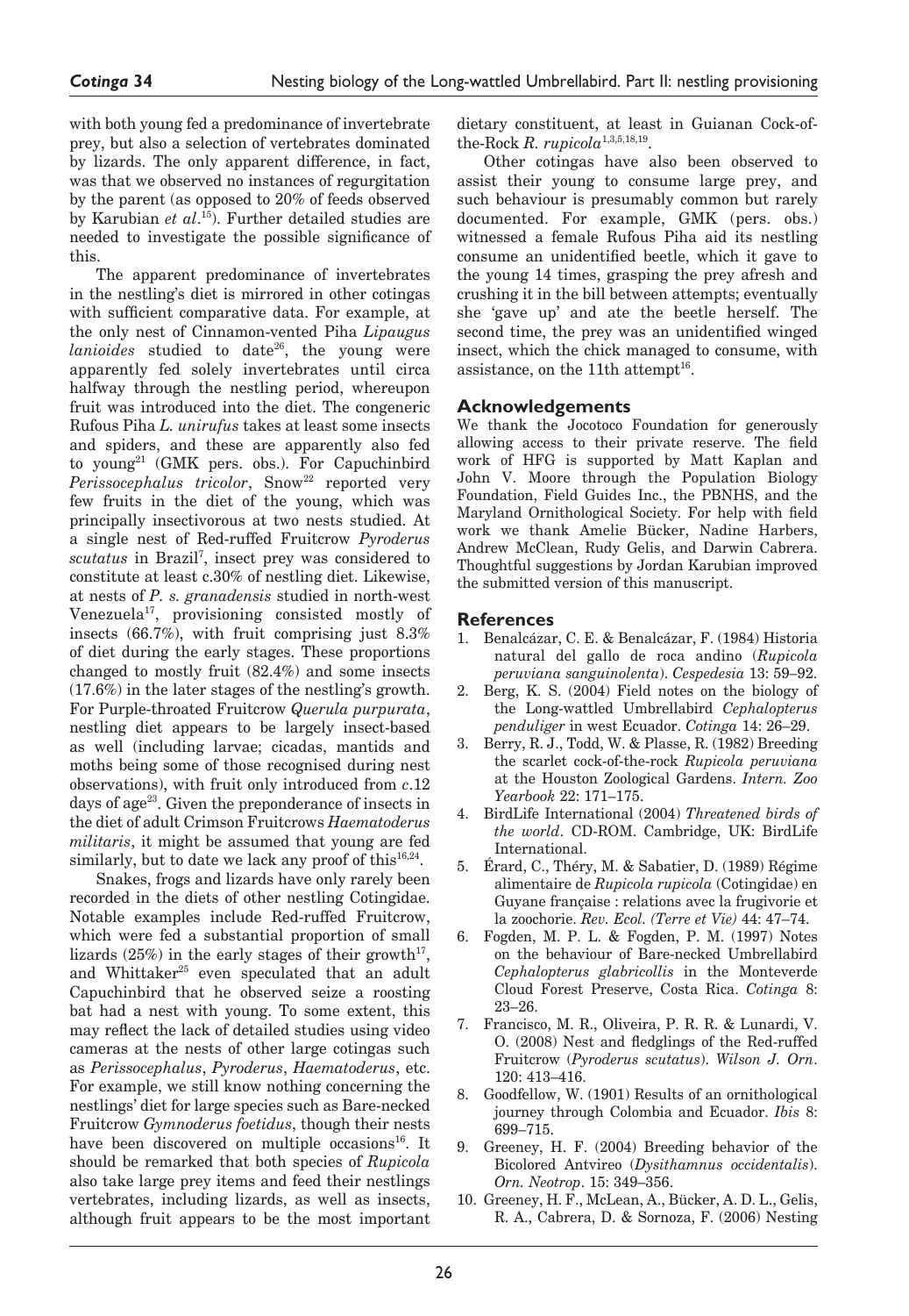with both young fed a predominance of invertebrate prey, but also a selection of vertebrates dominated by lizards. The only apparent difference, in fact, was that we observed no instances of regurgitation by the parent (as opposed to 20% of feeds observed by Karubian *et al*.[15]). Further detailed studies are needed to investigate the possible significance of this.

The apparent predominance of invertebrates in the nestling's diet is mirrored in other cotingas with sufficient comparative data. For example, at the only nest of Cinnamon-vented Piha *Lipaugus lanioides* studied to date[26], the young were apparently fed solely invertebrates until circa halfway through the nestling period, whereupon fruit was introduced into the diet. The congeneric Rufous Piha *L. unirufus* takes at least some insects and spiders, and these are apparently also fed to young[21] (GMK pers. obs.). For Capuchinbird *Perissocephalus tricolor*, Snow[22] reported very few fruits in the diet of the young, which was principally insectivorous at two nests studied. At a single nest of Red-ruffed Fruitcrow *Pyroderus scutatus* in Brazil[7], insect prey was considered to constitute at least c.30% of nestling diet. Likewise, at nests of *P. s. granadensis* studied in north-west Venezuela[17], provisioning consisted mostly of insects (66.7%), with fruit comprising just 8.3% of diet during the early stages. These proportions changed to mostly fruit (82.4%) and some insects (17.6%) in the later stages of the nestling's growth. For Purple-throated Fruitcrow *Querula purpurata*, nestling diet appears to be largely insect-based as well (including larvae; cicadas, mantids and moths being some of those recognised during nest observations), with fruit only introduced from *c*.12 days of age[23]. Given the preponderance of insects in the diet of adult Crimson Fruitcrows *Haematoderus militaris*, it might be assumed that young are fed similarly, but to date we lack any proof of this[16,24].

Snakes, frogs and lizards have only rarely been recorded in the diets of other nestling Cotingidae. Notable examples include Red-ruffed Fruitcrow, which were fed a substantial proportion of small lizards (25%) in the early stages of their growth[17], and Whittaker[25] even speculated that an adult Capuchinbird that he observed seize a roosting bat had a nest with young. To some extent, this may reflect the lack of detailed studies using video cameras at the nests of other large cotingas such as *Perissocephalus*, *Pyroderus*, *Haematoderus*, etc. For example, we still know nothing concerning the nestlings' diet for large species such as Bare-necked Fruitcrow *Gymnoderus foetidus*, though their nests have been discovered on multiple occasions[16]. It should be remarked that both species of *Rupicola* also take large prey items and feed their nestlings vertebrates, including lizards, as well as insects, although fruit appears to be the most important dietary constituent, at least in Guianan Cock-of-the-Rock *R. rupicola*[1,3,5,18,19].

Other cotingas have also been observed to assist their young to consume large prey, and such behaviour is presumably common but rarely documented. For example, GMK (pers. obs.) witnessed a female Rufous Piha aid its nestling consume an unidentified beetle, which it gave to the young 14 times, grasping the prey afresh and crushing it in the bill between attempts; eventually she 'gave up' and ate the beetle herself. The second time, the prey was an unidentified winged insect, which the chick managed to consume, with assistance, on the 11th attempt[16].

## Acknowledgements

We thank the Jocotoco Foundation for generously allowing access to their private reserve. The field work of HFG is supported by Matt Kaplan and John V. Moore through the Population Biology Foundation, Field Guides Inc., the PBNHS, and the Maryland Ornithological Society. For help with field work we thank Amelie Bücker, Nadine Harbers, Andrew McClean, Rudy Gelis, and Darwin Cabrera. Thoughtful suggestions by Jordan Karubian improved the submitted version of this manuscript.

## References

1. Benalcázar, C. E. & Benalcázar, F. (1984) Historia natural del gallo de roca andino (*Rupicola peruviana sanguinolenta*). *Cespedesia* 13: 59–92.
2. Berg, K. S. (2004) Field notes on the biology of the Long-wattled Umbrellabird *Cephalopterus penduliger* in west Ecuador. *Cotinga* 14: 26–29.
3. Berry, R. J., Todd, W. & Plasse, R. (1982) Breeding the scarlet cock-of-the-rock *Rupicola peruviana* at the Houston Zoological Gardens. *Intern. Zoo Yearbook* 22: 171–175.
4. BirdLife International (2004) *Threatened birds of the world*. CD-ROM. Cambridge, UK: BirdLife International.
5. Érard, C., Théry, M. & Sabatier, D. (1989) Régime alimentaire de *Rupicola rupicola* (Cotingidae) en Guyane française : relations avec la frugivorie et la zoochorie. *Rev. Ecol. (Terre et Vie)* 44: 47–74.
6. Fogden, M. P. L. & Fogden, P. M. (1997) Notes on the behaviour of Bare-necked Umbrellabird *Cephalopterus glabricollis* in the Monteverde Cloud Forest Preserve, Costa Rica. *Cotinga* 8: 23–26.
7. Francisco, M. R., Oliveira, P. R. R. & Lunardi, V. O. (2008) Nest and fledglings of the Red-ruffed Fruitcrow (*Pyroderus scutatus*). *Wilson J. Orn*. 120: 413–416.
8. Goodfellow, W. (1901) Results of an ornithological journey through Colombia and Ecuador. *Ibis* 8: 699–715.
9. Greeney, H. F. (2004) Breeding behavior of the Bicolored Antvireo (*Dysithamnus occidentalis*). *Orn. Neotrop*. 15: 349–356.
10. Greeney, H. F., McLean, A., Bücker, A. D. L., Gelis, R. A., Cabrera, D. & Sornoza, F. (2006) Nesting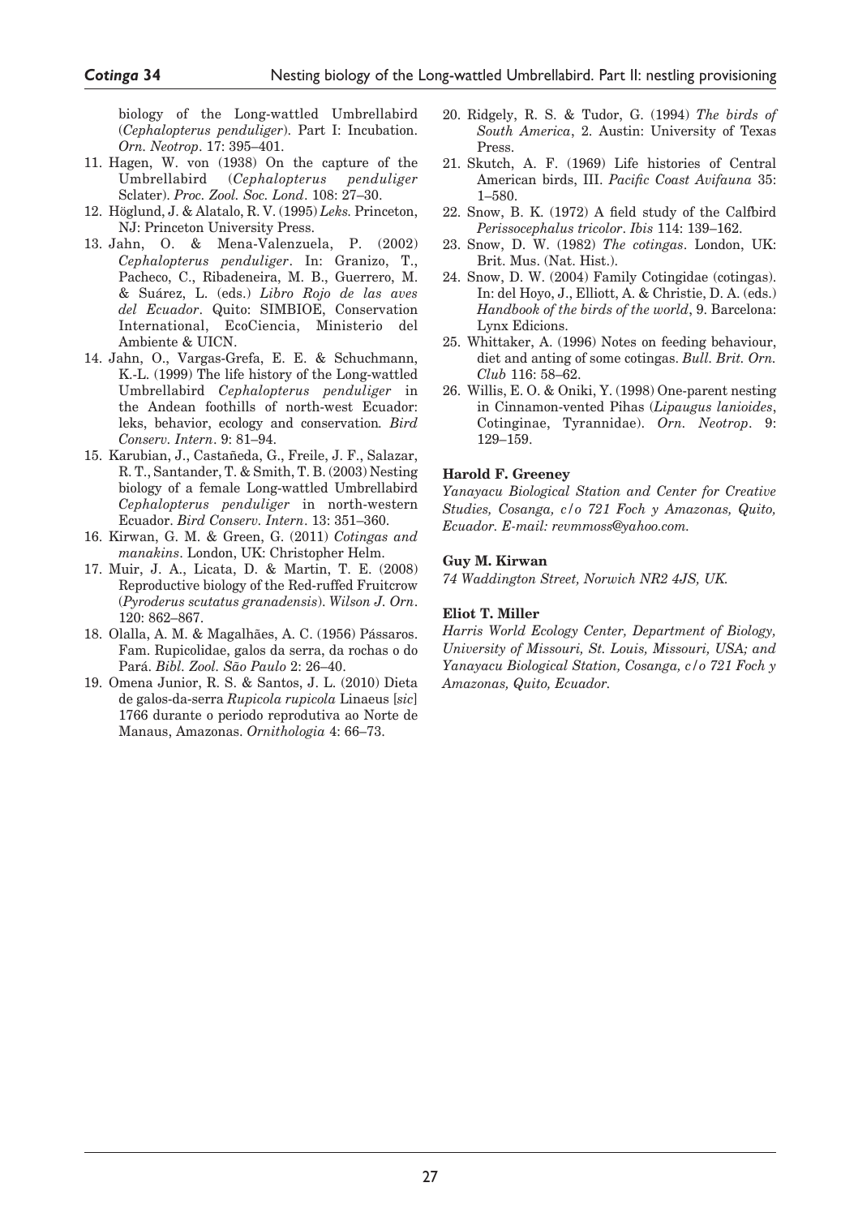biology of the Long-wattled Umbrellabird (*Cephalopterus penduliger*). Part I: Incubation. *Orn. Neotrop*. 17: 395–401.

11. Hagen, W. von (1938) On the capture of the Umbrellabird (*Cephalopterus penduliger* Sclater). *Proc. Zool. Soc. Lond*. 108: 27–30.
12. Höglund, J. & Alatalo, R. V. (1995) *Leks*. Princeton, NJ: Princeton University Press.
13. Jahn, O. & Mena-Valenzuela, P. (2002) *Cephalopterus penduliger*. In: Granizo, T., Pacheco, C., Ribadeneira, M. B., Guerrero, M. & Suárez, L. (eds.) *Libro Rojo de las aves del Ecuador*. Quito: SIMBIOE, Conservation International, EcoCiencia, Ministerio del Ambiente & UICN.
14. Jahn, O., Vargas-Grefa, E. E. & Schuchmann, K.-L. (1999) The life history of the Long-wattled Umbrellabird *Cephalopterus penduliger* in the Andean foothills of north-west Ecuador: leks, behavior, ecology and conservation. *Bird Conserv. Intern*. 9: 81–94.
15. Karubian, J., Castañeda, G., Freile, J. F., Salazar, R. T., Santander, T. & Smith, T. B. (2003) Nesting biology of a female Long-wattled Umbrellabird *Cephalopterus penduliger* in north-western Ecuador. *Bird Conserv. Intern*. 13: 351–360.
16. Kirwan, G. M. & Green, G. (2011) *Cotingas and manakins*. London, UK: Christopher Helm.
17. Muir, J. A., Licata, D. & Martin, T. E. (2008) Reproductive biology of the Red-ruffed Fruitcrow (*Pyroderus scutatus granadensis*). *Wilson J. Orn*. 120: 862–867.
18. Olalla, A. M. & Magalhães, A. C. (1956) Pássaros. Fam. Rupicolidae, galos da serra, da rochas o do Pará. *Bibl. Zool. São Paulo* 2: 26–40.
19. Omena Junior, R. S. & Santos, J. L. (2010) Dieta de galos-da-serra *Rupicola rupicola* Linaeus [*sic*] 1766 durante o periodo reprodutiva ao Norte de Manaus, Amazonas. *Ornithologia* 4: 66–73.
20. Ridgely, R. S. & Tudor, G. (1994) *The birds of South America*, 2. Austin: University of Texas Press.
21. Skutch, A. F. (1969) Life histories of Central American birds, III. *Pacific Coast Avifauna* 35: 1–580.
22. Snow, B. K. (1972) A field study of the Calfbird *Perissocephalus tricolor*. *Ibis* 114: 139–162.
23. Snow, D. W. (1982) *The cotingas*. London, UK: Brit. Mus. (Nat. Hist.).
24. Snow, D. W. (2004) Family Cotingidae (cotingas). In: del Hoyo, J., Elliott, A. & Christie, D. A. (eds.) *Handbook of the birds of the world*, 9. Barcelona: Lynx Edicions.
25. Whittaker, A. (1996) Notes on feeding behaviour, diet and anting of some cotingas. *Bull. Brit. Orn. Club* 116: 58–62.
26. Willis, E. O. & Oniki, Y. (1998) One-parent nesting in Cinnamon-vented Pihas (*Lipaugus lanioides*, Cotinginae, Tyrannidae). *Orn. Neotrop*. 9: 129–159.

**Harold F. Greeney**

*Yanayacu Biological Station and Center for Creative Studies, Cosanga, c/o 721 Foch y Amazonas, Quito, Ecuador. E-mail: revmmoss@yahoo.com.*

**Guy M. Kirwan**

*74 Waddington Street, Norwich NR2 4JS, UK.*

**Eliot T. Miller**

*Harris World Ecology Center, Department of Biology, University of Missouri, St. Louis, Missouri, USA; and Yanayacu Biological Station, Cosanga, c/o 721 Foch y Amazonas, Quito, Ecuador.*